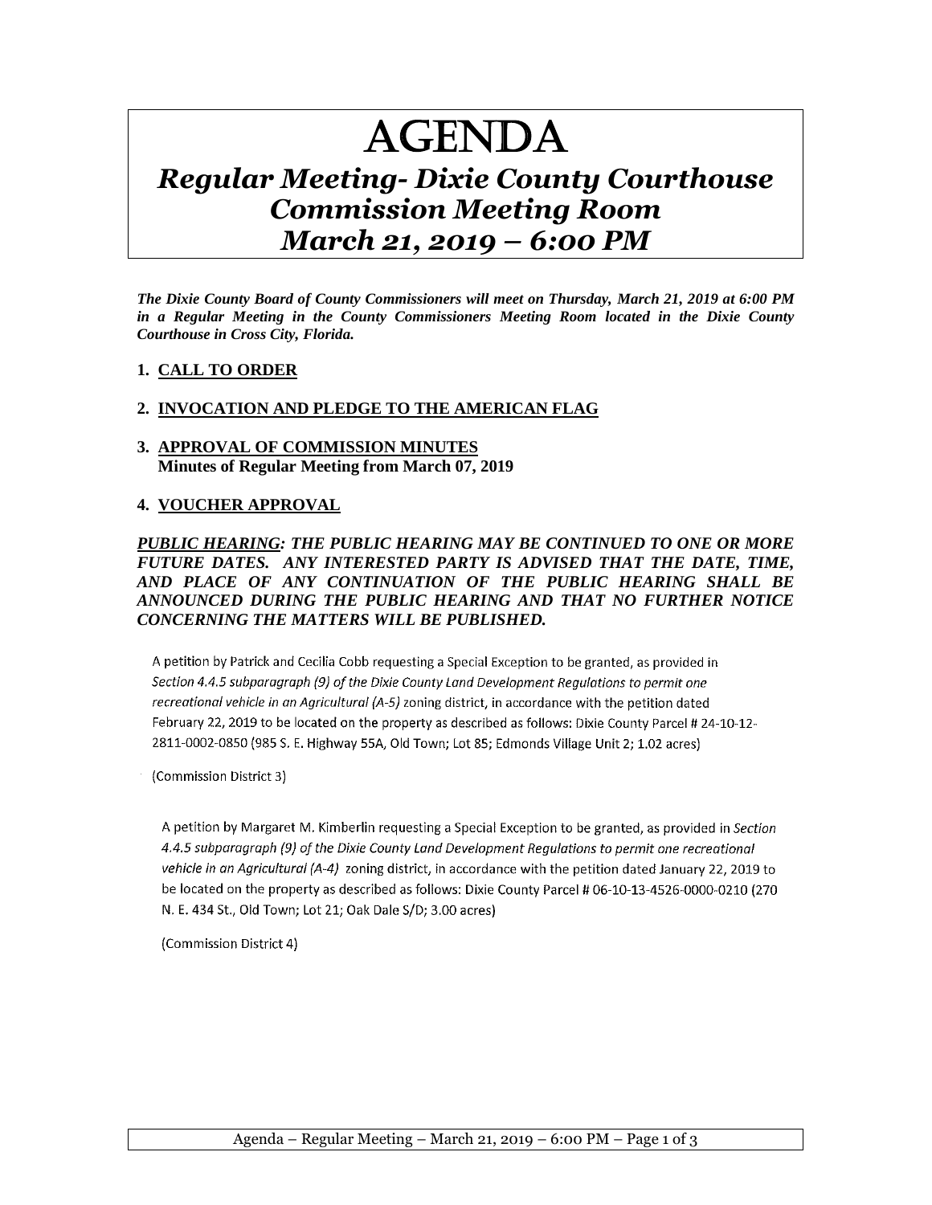# AGENDA

## *Regular Meeting- Dixie County Courthouse Commission Meeting Room March 21, 2019 – 6:00 PM*

***The Dixie County Board of County Commissioners will meet on Thursday, March 21, 2019 at 6:00 PM in a Regular Meeting in the County Commissioners Meeting Room located in the Dixie County Courthouse in Cross City, Florida.***

1. **CALL TO ORDER**

2. **INVOCATION AND PLEDGE TO THE AMERICAN FLAG**

3. **APPROVAL OF COMMISSION MINUTES**
   **Minutes of Regular Meeting from March 07, 2019**

4. **VOUCHER APPROVAL**

***PUBLIC HEARING: THE PUBLIC HEARING MAY BE CONTINUED TO ONE OR MORE FUTURE DATES. ANY INTERESTED PARTY IS ADVISED THAT THE DATE, TIME, AND PLACE OF ANY CONTINUATION OF THE PUBLIC HEARING SHALL BE ANNOUNCED DURING THE PUBLIC HEARING AND THAT NO FURTHER NOTICE CONCERNING THE MATTERS WILL BE PUBLISHED.***

A petition by Patrick and Cecilia Cobb requesting a Special Exception to be granted, as provided in *Section 4.4.5 subparagraph (9) of the Dixie County Land Development Regulations to permit one recreational vehicle in an Agricultural (A-5)* zoning district, in accordance with the petition dated February 22, 2019 to be located on the property as described as follows: Dixie County Parcel # 24-10-12-2811-0002-0850 (985 S. E. Highway 55A, Old Town; Lot 85; Edmonds Village Unit 2; 1.02 acres)

(Commission District 3)

A petition by Margaret M. Kimberlin requesting a Special Exception to be granted, as provided in *Section 4.4.5 subparagraph (9) of the Dixie County Land Development Regulations to permit one recreational vehicle in an Agricultural (A-4)* zoning district, in accordance with the petition dated January 22, 2019 to be located on the property as described as follows: Dixie County Parcel # 06-10-13-4526-0000-0210 (270 N. E. 434 St., Old Town; Lot 21; Oak Dale S/D; 3.00 acres)

(Commission District 4)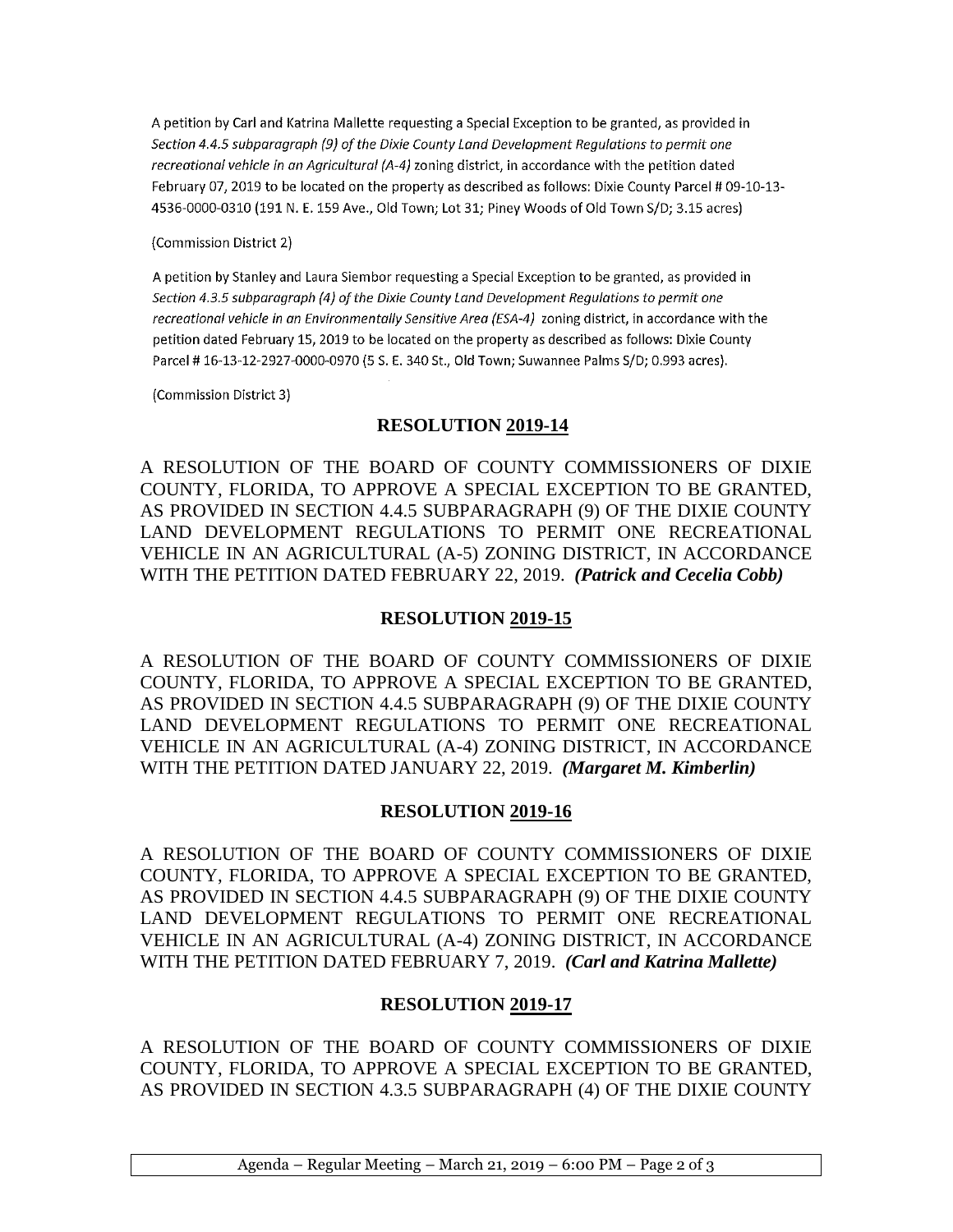A petition by Carl and Katrina Mallette requesting a Special Exception to be granted, as provided in *Section 4.4.5 subparagraph (9) of the Dixie County Land Development Regulations to permit one recreational vehicle in an Agricultural (A-4)* zoning district, in accordance with the petition dated February 07, 2019 to be located on the property as described as follows: Dixie County Parcel # 09-10-13-4536-0000-0310 (191 N. E. 159 Ave., Old Town; Lot 31; Piney Woods of Old Town S/D; 3.15 acres)

(Commission District 2)

A petition by Stanley and Laura Siembor requesting a Special Exception to be granted, as provided in *Section 4.3.5 subparagraph (4) of the Dixie County Land Development Regulations to permit one recreational vehicle in an Environmentally Sensitive Area (ESA-4)* zoning district, in accordance with the petition dated February 15, 2019 to be located on the property as described as follows: Dixie County Parcel # 16-13-12-2927-0000-0970 (5 S. E. 340 St., Old Town; Suwannee Palms S/D; 0.993 acres).

(Commission District 3)

## RESOLUTION 2019-14

A RESOLUTION OF THE BOARD OF COUNTY COMMISSIONERS OF DIXIE COUNTY, FLORIDA, TO APPROVE A SPECIAL EXCEPTION TO BE GRANTED, AS PROVIDED IN SECTION 4.4.5 SUBPARAGRAPH (9) OF THE DIXIE COUNTY LAND DEVELOPMENT REGULATIONS TO PERMIT ONE RECREATIONAL VEHICLE IN AN AGRICULTURAL (A-5) ZONING DISTRICT, IN ACCORDANCE WITH THE PETITION DATED FEBRUARY 22, 2019. ***(Patrick and Cecelia Cobb)***

## RESOLUTION 2019-15

A RESOLUTION OF THE BOARD OF COUNTY COMMISSIONERS OF DIXIE COUNTY, FLORIDA, TO APPROVE A SPECIAL EXCEPTION TO BE GRANTED, AS PROVIDED IN SECTION 4.4.5 SUBPARAGRAPH (9) OF THE DIXIE COUNTY LAND DEVELOPMENT REGULATIONS TO PERMIT ONE RECREATIONAL VEHICLE IN AN AGRICULTURAL (A-4) ZONING DISTRICT, IN ACCORDANCE WITH THE PETITION DATED JANUARY 22, 2019. ***(Margaret M. Kimberlin)***

## RESOLUTION 2019-16

A RESOLUTION OF THE BOARD OF COUNTY COMMISSIONERS OF DIXIE COUNTY, FLORIDA, TO APPROVE A SPECIAL EXCEPTION TO BE GRANTED, AS PROVIDED IN SECTION 4.4.5 SUBPARAGRAPH (9) OF THE DIXIE COUNTY LAND DEVELOPMENT REGULATIONS TO PERMIT ONE RECREATIONAL VEHICLE IN AN AGRICULTURAL (A-4) ZONING DISTRICT, IN ACCORDANCE WITH THE PETITION DATED FEBRUARY 7, 2019. ***(Carl and Katrina Mallette)***

## RESOLUTION 2019-17

A RESOLUTION OF THE BOARD OF COUNTY COMMISSIONERS OF DIXIE COUNTY, FLORIDA, TO APPROVE A SPECIAL EXCEPTION TO BE GRANTED, AS PROVIDED IN SECTION 4.3.5 SUBPARAGRAPH (4) OF THE DIXIE COUNTY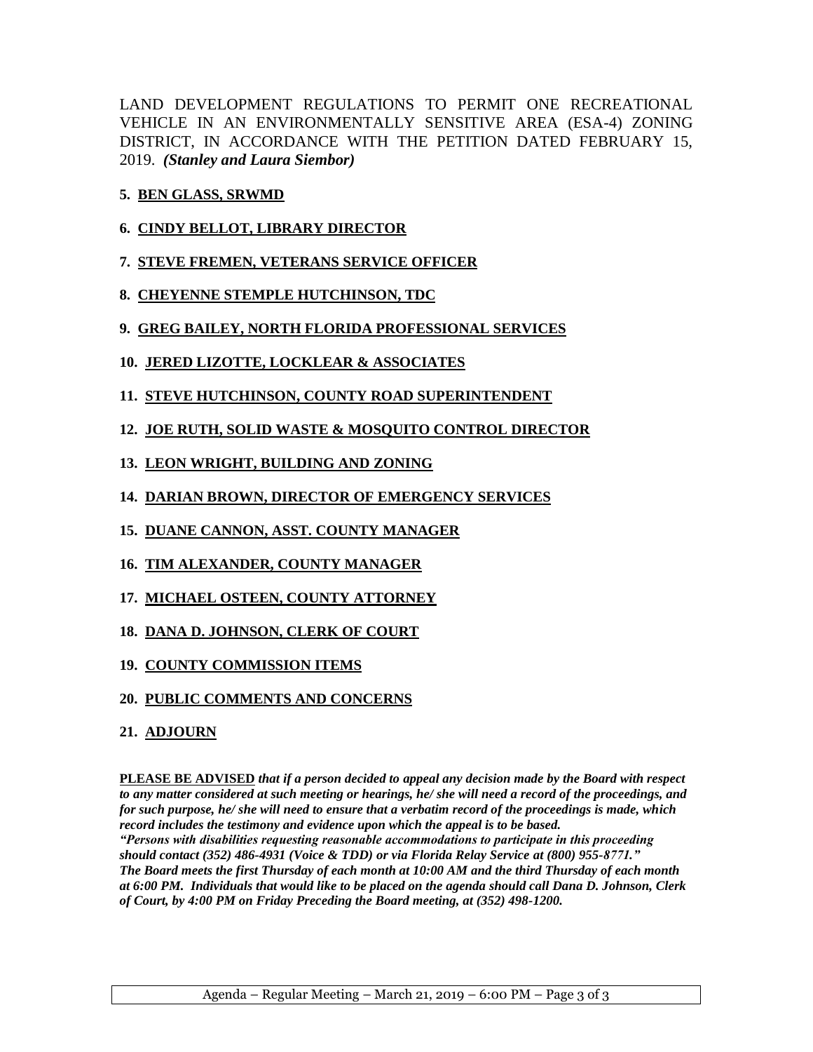LAND DEVELOPMENT REGULATIONS TO PERMIT ONE RECREATIONAL VEHICLE IN AN ENVIRONMENTALLY SENSITIVE AREA (ESA-4) ZONING DISTRICT, IN ACCORDANCE WITH THE PETITION DATED FEBRUARY 15, 2019. ***(Stanley and Laura Siembor)***

5. **BEN GLASS, SRWMD**

6. **CINDY BELLOT, LIBRARY DIRECTOR**

7. **STEVE FREMEN, VETERANS SERVICE OFFICER**

8. **CHEYENNE STEMPLE HUTCHINSON, TDC**

9. **GREG BAILEY, NORTH FLORIDA PROFESSIONAL SERVICES**

10. **JERED LIZOTTE, LOCKLEAR & ASSOCIATES**

11. **STEVE HUTCHINSON, COUNTY ROAD SUPERINTENDENT**

12. **JOE RUTH, SOLID WASTE & MOSQUITO CONTROL DIRECTOR**

13. **LEON WRIGHT, BUILDING AND ZONING**

14. **DARIAN BROWN, DIRECTOR OF EMERGENCY SERVICES**

15. **DUANE CANNON, ASST. COUNTY MANAGER**

16. **TIM ALEXANDER, COUNTY MANAGER**

17. **MICHAEL OSTEEN, COUNTY ATTORNEY**

18. **DANA D. JOHNSON, CLERK OF COURT**

19. **COUNTY COMMISSION ITEMS**

20. **PUBLIC COMMENTS AND CONCERNS**

21. **ADJOURN**

**PLEASE BE ADVISED** ***that if a person decided to appeal any decision made by the Board with respect to any matter considered at such meeting or hearings, he/ she will need a record of the proceedings, and for such purpose, he/ she will need to ensure that a verbatim record of the proceedings is made, which record includes the testimony and evidence upon which the appeal is to be based.***
***"Persons with disabilities requesting reasonable accommodations to participate in this proceeding should contact (352) 486-4931 (Voice & TDD) or via Florida Relay Service at (800) 955-8771."***
***The Board meets the first Thursday of each month at 10:00 AM and the third Thursday of each month at 6:00 PM. Individuals that would like to be placed on the agenda should call Dana D. Johnson, Clerk of Court, by 4:00 PM on Friday Preceding the Board meeting, at (352) 498-1200.***